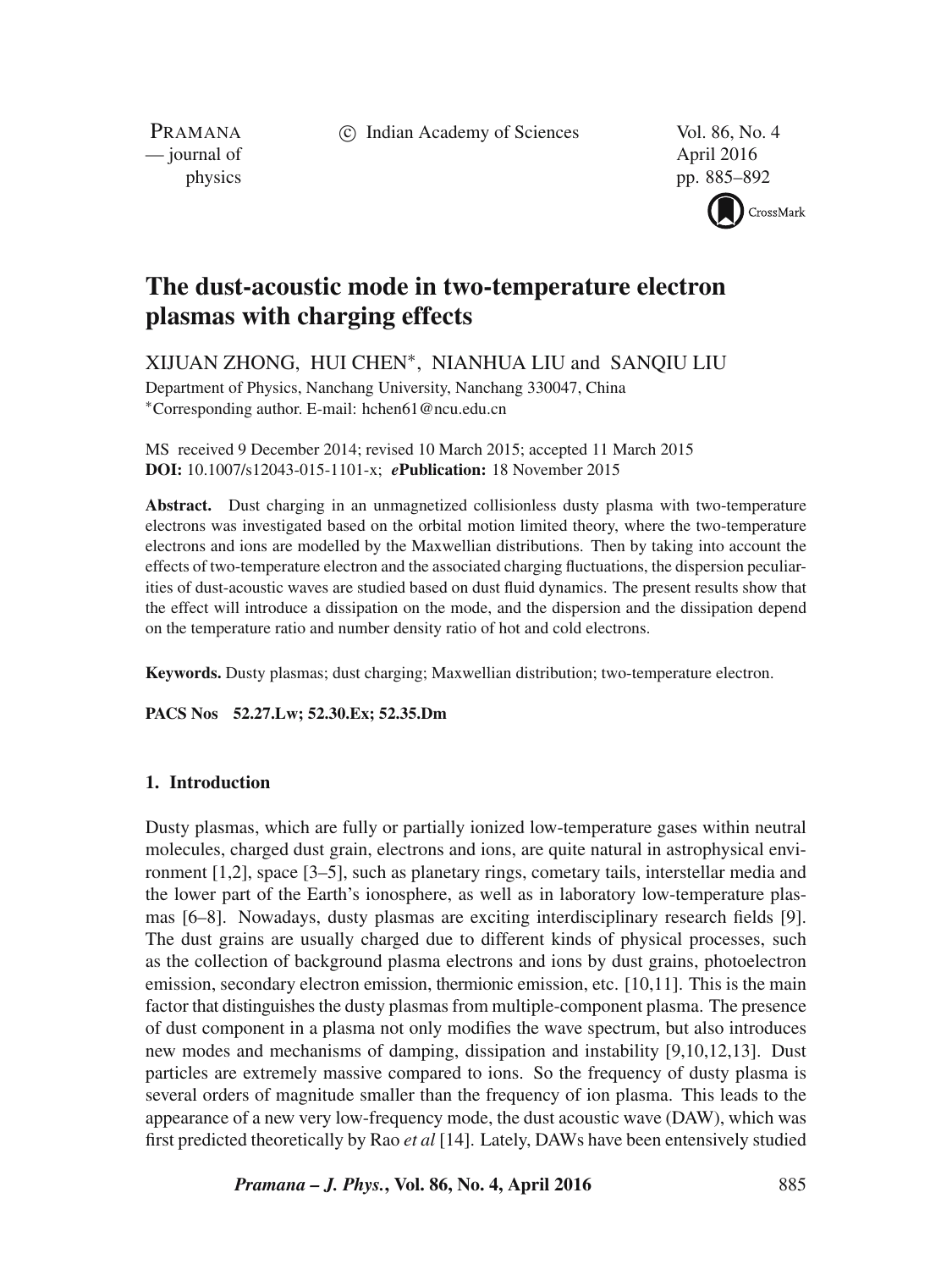# The dust-acoustic mode in two-temperature electron plasmas with charging effects

XIJUAN ZHONG, HUI CHEN*, NIANHUA LIU and SANQIU LIU

Department of Physics, Nanchang University, Nanchang 330047, China
*Corresponding author. E-mail: hchen61@ncu.edu.cn

MS received 9 December 2014; revised 10 March 2015; accepted 11 March 2015
**DOI:** 10.1007/s12043-015-1101-x; ***e*Publication:** 18 November 2015

**Abstract.** Dust charging in an unmagnetized collisionless dusty plasma with two-temperature electrons was investigated based on the orbital motion limited theory, where the two-temperature electrons and ions are modelled by the Maxwellian distributions. Then by taking into account the effects of two-temperature electron and the associated charging fluctuations, the dispersion peculiarities of dust-acoustic waves are studied based on dust fluid dynamics. The present results show that the effect will introduce a dissipation on the mode, and the dispersion and the dissipation depend on the temperature ratio and number density ratio of hot and cold electrons.

**Keywords.** Dusty plasmas; dust charging; Maxwellian distribution; two-temperature electron.

**PACS Nos** 52.27.Lw; 52.30.Ex; 52.35.Dm

## 1. Introduction

Dusty plasmas, which are fully or partially ionized low-temperature gases within neutral molecules, charged dust grain, electrons and ions, are quite natural in astrophysical environment [1,2], space [3–5], such as planetary rings, cometary tails, interstellar media and the lower part of the Earth's ionosphere, as well as in laboratory low-temperature plasmas [6–8]. Nowadays, dusty plasmas are exciting interdisciplinary research fields [9]. The dust grains are usually charged due to different kinds of physical processes, such as the collection of background plasma electrons and ions by dust grains, photoelectron emission, secondary electron emission, thermionic emission, etc. [10,11]. This is the main factor that distinguishes the dusty plasmas from multiple-component plasma. The presence of dust component in a plasma not only modifies the wave spectrum, but also introduces new modes and mechanisms of damping, dissipation and instability [9,10,12,13]. Dust particles are extremely massive compared to ions. So the frequency of dusty plasma is several orders of magnitude smaller than the frequency of ion plasma. This leads to the appearance of a new very low-frequency mode, the dust acoustic wave (DAW), which was first predicted theoretically by Rao *et al* [14]. Lately, DAWs have been entensively studied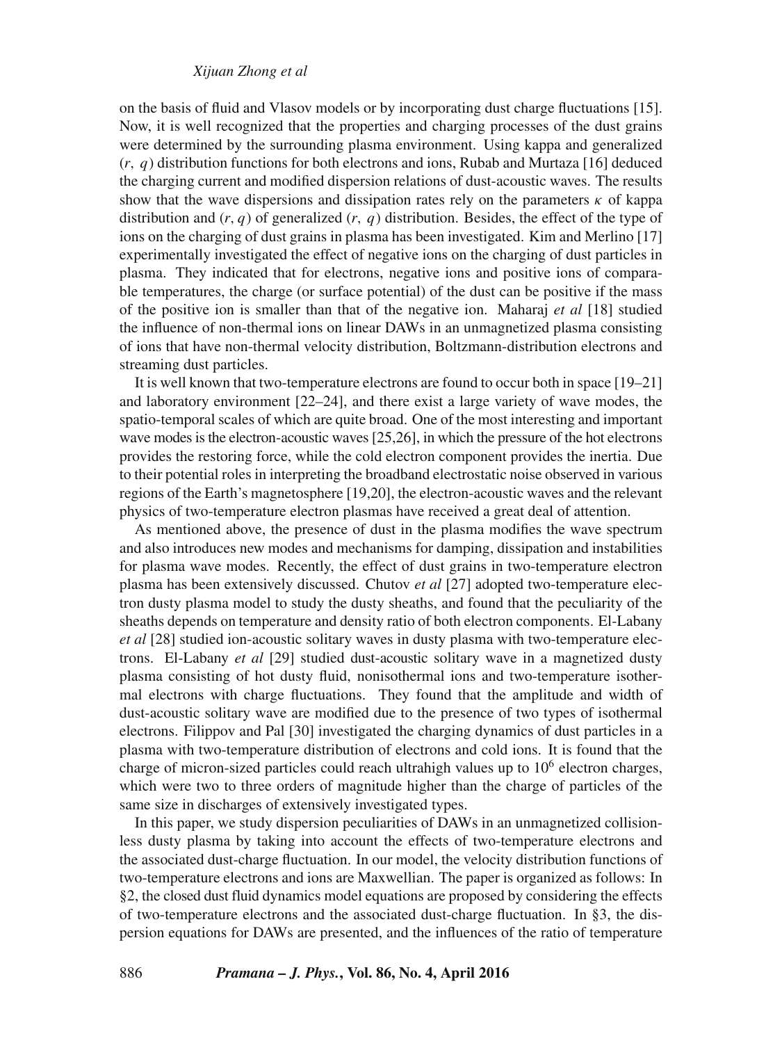on the basis of fluid and Vlasov models or by incorporating dust charge fluctuations [15]. Now, it is well recognized that the properties and charging processes of the dust grains were determined by the surrounding plasma environment. Using kappa and generalized $(r, q)$ distribution functions for both electrons and ions, Rubab and Murtaza [16] deduced the charging current and modified dispersion relations of dust-acoustic waves. The results show that the wave dispersions and dissipation rates rely on the parameters $\kappa$ of kappa distribution and $(r, q)$ of generalized $(r, q)$ distribution. Besides, the effect of the type of ions on the charging of dust grains in plasma has been investigated. Kim and Merlino [17] experimentally investigated the effect of negative ions on the charging of dust particles in plasma. They indicated that for electrons, negative ions and positive ions of comparable temperatures, the charge (or surface potential) of the dust can be positive if the mass of the positive ion is smaller than that of the negative ion. Maharaj *et al* [18] studied the influence of non-thermal ions on linear DAWs in an unmagnetized plasma consisting of ions that have non-thermal velocity distribution, Boltzmann-distribution electrons and streaming dust particles.

It is well known that two-temperature electrons are found to occur both in space [19–21] and laboratory environment [22–24], and there exist a large variety of wave modes, the spatio-temporal scales of which are quite broad. One of the most interesting and important wave modes is the electron-acoustic waves [25,26], in which the pressure of the hot electrons provides the restoring force, while the cold electron component provides the inertia. Due to their potential roles in interpreting the broadband electrostatic noise observed in various regions of the Earth's magnetosphere [19,20], the electron-acoustic waves and the relevant physics of two-temperature electron plasmas have received a great deal of attention.

As mentioned above, the presence of dust in the plasma modifies the wave spectrum and also introduces new modes and mechanisms for damping, dissipation and instabilities for plasma wave modes. Recently, the effect of dust grains in two-temperature electron plasma has been extensively discussed. Chutov *et al* [27] adopted two-temperature electron dusty plasma model to study the dusty sheaths, and found that the peculiarity of the sheaths depends on temperature and density ratio of both electron components. El-Labany *et al* [28] studied ion-acoustic solitary waves in dusty plasma with two-temperature electrons. El-Labany *et al* [29] studied dust-acoustic solitary wave in a magnetized dusty plasma consisting of hot dusty fluid, nonisothermal ions and two-temperature isothermal electrons with charge fluctuations. They found that the amplitude and width of dust-acoustic solitary wave are modified due to the presence of two types of isothermal electrons. Filippov and Pal [30] investigated the charging dynamics of dust particles in a plasma with two-temperature distribution of electrons and cold ions. It is found that the charge of micron-sized particles could reach ultrahigh values up to $10^6$ electron charges, which were two to three orders of magnitude higher than the charge of particles of the same size in discharges of extensively investigated types.

In this paper, we study dispersion peculiarities of DAWs in an unmagnetized collisionless dusty plasma by taking into account the effects of two-temperature electrons and the associated dust-charge fluctuation. In our model, the velocity distribution functions of two-temperature electrons and ions are Maxwellian. The paper is organized as follows: In §2, the closed dust fluid dynamics model equations are proposed by considering the effects of two-temperature electrons and the associated dust-charge fluctuation. In §3, the dispersion equations for DAWs are presented, and the influences of the ratio of temperature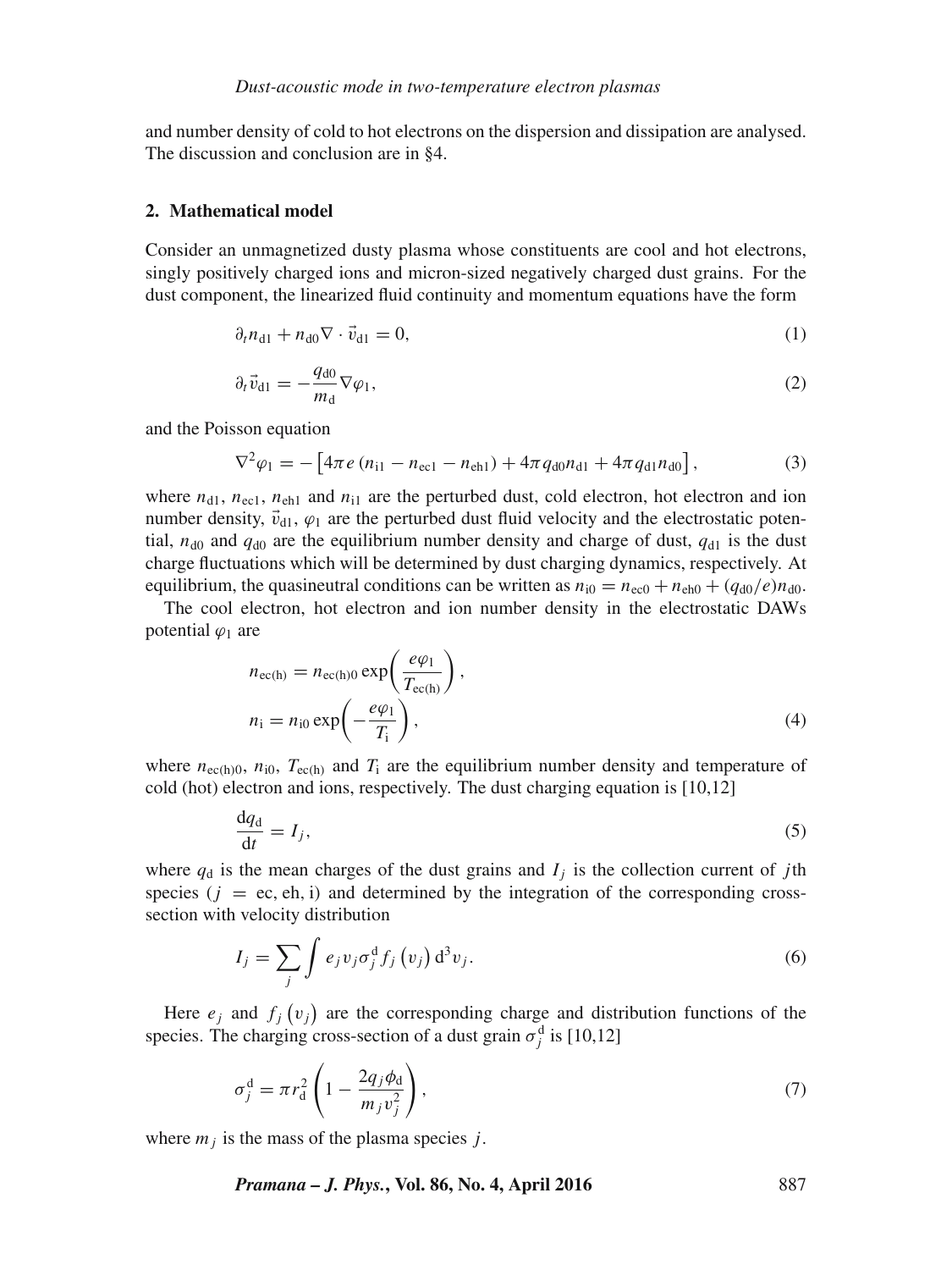and number density of cold to hot electrons on the dispersion and dissipation are analysed. The discussion and conclusion are in §4.

## 2. Mathematical model

Consider an unmagnetized dusty plasma whose constituents are cool and hot electrons, singly positively charged ions and micron-sized negatively charged dust grains. For the dust component, the linearized fluid continuity and momentum equations have the form

$$\partial_t n_{\mathrm{d1}} + n_{\mathrm{d0}} \nabla \cdot \vec{v}_{\mathrm{d1}} = 0, \tag{1}$$

$$\partial_t \vec{v}_{\mathrm{d1}} = -\frac{q_{\mathrm{d0}}}{m_{\mathrm{d}}} \nabla \varphi_1, \tag{2}$$

and the Poisson equation

$$\nabla^2 \varphi_1 = -\left[4\pi e \left(n_{\mathrm{i1}} - n_{\mathrm{ec1}} - n_{\mathrm{eh1}}\right) + 4\pi q_{\mathrm{d0}} n_{\mathrm{d1}} + 4\pi q_{\mathrm{d1}} n_{\mathrm{d0}}\right], \tag{3}$$

where $n_{\mathrm{d1}}$, $n_{\mathrm{ec1}}$, $n_{\mathrm{eh1}}$ and $n_{\mathrm{i1}}$ are the perturbed dust, cold electron, hot electron and ion number density, $\vec{v}_{\mathrm{d1}}$, $\varphi_1$ are the perturbed dust fluid velocity and the electrostatic potential, $n_{\mathrm{d0}}$ and $q_{\mathrm{d0}}$ are the equilibrium number density and charge of dust, $q_{\mathrm{d1}}$ is the dust charge fluctuations which will be determined by dust charging dynamics, respectively. At equilibrium, the quasineutral conditions can be written as $n_{\mathrm{i0}} = n_{\mathrm{ec0}} + n_{\mathrm{eh0}} + (q_{\mathrm{d0}}/e) n_{\mathrm{d0}}$.

The cool electron, hot electron and ion number density in the electrostatic DAWs potential $\varphi_1$ are

$$n_{\mathrm{ec(h)}} = n_{\mathrm{ec(h)0}} \exp\left(\frac{e\varphi_1}{T_{\mathrm{ec(h)}}}\right),$$

$$n_{\mathrm{i}} = n_{\mathrm{i0}} \exp\left(-\frac{e\varphi_1}{T_{\mathrm{i}}}\right), \tag{4}$$

where $n_{\mathrm{ec(h)0}}$, $n_{\mathrm{i0}}$, $T_{\mathrm{ec(h)}}$ and $T_{\mathrm{i}}$ are the equilibrium number density and temperature of cold (hot) electron and ions, respectively. The dust charging equation is [10,12]

$$\frac{\mathrm{d}q_{\mathrm{d}}}{\mathrm{d}t} = I_j, \tag{5}$$

where $q_{\mathrm{d}}$ is the mean charges of the dust grains and $I_j$ is the collection current of $j$th species ($j = \mathrm{ec, eh, i}$) and determined by the integration of the corresponding cross-section with velocity distribution

$$I_j = \sum_j \int e_j v_j \sigma_j^{\mathrm{d}} f_j\left(v_j\right) \mathrm{d}^3 v_j. \tag{6}$$

Here $e_j$ and $f_j\left(v_j\right)$ are the corresponding charge and distribution functions of the species. The charging cross-section of a dust grain $\sigma_j^{\mathrm{d}}$ is [10,12]

$$\sigma_j^{\mathrm{d}} = \pi r_{\mathrm{d}}^2 \left(1 - \frac{2 q_j \phi_{\mathrm{d}}}{m_j v_j^2}\right), \tag{7}$$

where $m_j$ is the mass of the plasma species $j$.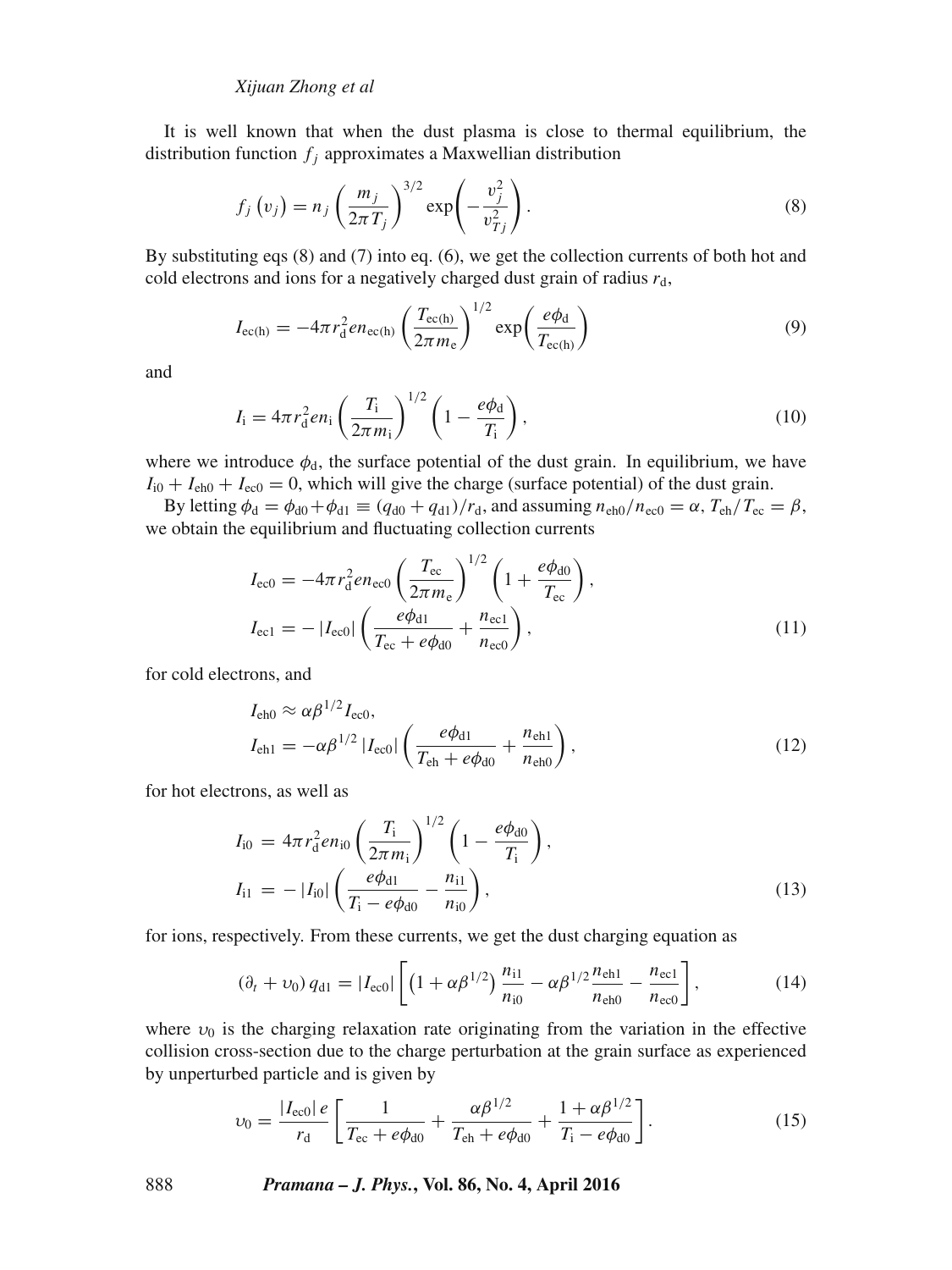It is well known that when the dust plasma is close to thermal equilibrium, the distribution function $f_j$ approximates a Maxwellian distribution

$$f_j\left(v_j\right) = n_j\left(\frac{m_j}{2\pi T_j}\right)^{3/2}\exp\left(-\frac{v_j^2}{v_{Tj}^2}\right). \tag{8}$$

By substituting eqs (8) and (7) into eq. (6), we get the collection currents of both hot and cold electrons and ions for a negatively charged dust grain of radius $r_\mathrm{d}$,

$$I_{\mathrm{ec(h)}} = -4\pi r_\mathrm{d}^2 e n_{\mathrm{ec(h)}}\left(\frac{T_{\mathrm{ec(h)}}}{2\pi m_\mathrm{e}}\right)^{1/2}\exp\left(\frac{e\phi_\mathrm{d}}{T_{\mathrm{ec(h)}}}\right) \tag{9}$$

and

$$I_\mathrm{i} = 4\pi r_\mathrm{d}^2 e n_\mathrm{i}\left(\frac{T_\mathrm{i}}{2\pi m_\mathrm{i}}\right)^{1/2}\left(1-\frac{e\phi_\mathrm{d}}{T_\mathrm{i}}\right), \tag{10}$$

where we introduce $\phi_\mathrm{d}$, the surface potential of the dust grain. In equilibrium, we have $I_{\mathrm{i0}} + I_{\mathrm{eh0}} + I_{\mathrm{ec0}} = 0$, which will give the charge (surface potential) of the dust grain.

By letting $\phi_\mathrm{d} = \phi_{\mathrm{d0}} + \phi_{\mathrm{d1}} \equiv (q_{\mathrm{d0}} + q_{\mathrm{d1}})/r_\mathrm{d}$, and assuming $n_{\mathrm{eh0}}/n_{\mathrm{ec0}} = \alpha$, $T_{\mathrm{eh}}/T_{\mathrm{ec}} = \beta$, we obtain the equilibrium and fluctuating collection currents

$$\begin{aligned}
I_{\mathrm{ec0}} &= -4\pi r_\mathrm{d}^2 e n_{\mathrm{ec0}}\left(\frac{T_{\mathrm{ec}}}{2\pi m_\mathrm{e}}\right)^{1/2}\left(1+\frac{e\phi_{\mathrm{d0}}}{T_{\mathrm{ec}}}\right),\\
I_{\mathrm{ec1}} &= -\left|I_{\mathrm{ec0}}\right|\left(\frac{e\phi_{\mathrm{d1}}}{T_{\mathrm{ec}}+e\phi_{\mathrm{d0}}}+\frac{n_{\mathrm{ec1}}}{n_{\mathrm{ec0}}}\right),
\end{aligned} \tag{11}$$

for cold electrons, and

$$\begin{aligned}
I_{\mathrm{eh0}} &\approx \alpha\beta^{1/2} I_{\mathrm{ec0}},\\
I_{\mathrm{eh1}} &= -\alpha\beta^{1/2}\left|I_{\mathrm{ec0}}\right|\left(\frac{e\phi_{\mathrm{d1}}}{T_{\mathrm{eh}}+e\phi_{\mathrm{d0}}}+\frac{n_{\mathrm{eh1}}}{n_{\mathrm{eh0}}}\right),
\end{aligned} \tag{12}$$

for hot electrons, as well as

$$\begin{aligned}
I_{\mathrm{i0}} &= 4\pi r_\mathrm{d}^2 e n_{\mathrm{i0}}\left(\frac{T_\mathrm{i}}{2\pi m_\mathrm{i}}\right)^{1/2}\left(1-\frac{e\phi_{\mathrm{d0}}}{T_\mathrm{i}}\right),\\
I_{\mathrm{i1}} &= -\left|I_{\mathrm{i0}}\right|\left(\frac{e\phi_{\mathrm{d1}}}{T_\mathrm{i}-e\phi_{\mathrm{d0}}}-\frac{n_{\mathrm{i1}}}{n_{\mathrm{i0}}}\right),
\end{aligned} \tag{13}$$

for ions, respectively. From these currents, we get the dust charging equation as

$$\left(\partial_t + \upsilon_0\right) q_{\mathrm{d1}} = \left|I_{\mathrm{ec0}}\right|\left[\left(1+\alpha\beta^{1/2}\right)\frac{n_{\mathrm{i1}}}{n_{\mathrm{i0}}} - \alpha\beta^{1/2}\frac{n_{\mathrm{eh1}}}{n_{\mathrm{eh0}}} - \frac{n_{\mathrm{ec1}}}{n_{\mathrm{ec0}}}\right], \tag{14}$$

where $\upsilon_0$ is the charging relaxation rate originating from the variation in the effective collision cross-section due to the charge perturbation at the grain surface as experienced by unperturbed particle and is given by

$$\upsilon_0 = \frac{\left|I_{\mathrm{ec0}}\right| e}{r_\mathrm{d}}\left[\frac{1}{T_{\mathrm{ec}}+e\phi_{\mathrm{d0}}} + \frac{\alpha\beta^{1/2}}{T_{\mathrm{eh}}+e\phi_{\mathrm{d0}}} + \frac{1+\alpha\beta^{1/2}}{T_\mathrm{i}-e\phi_{\mathrm{d0}}}\right]. \tag{15}$$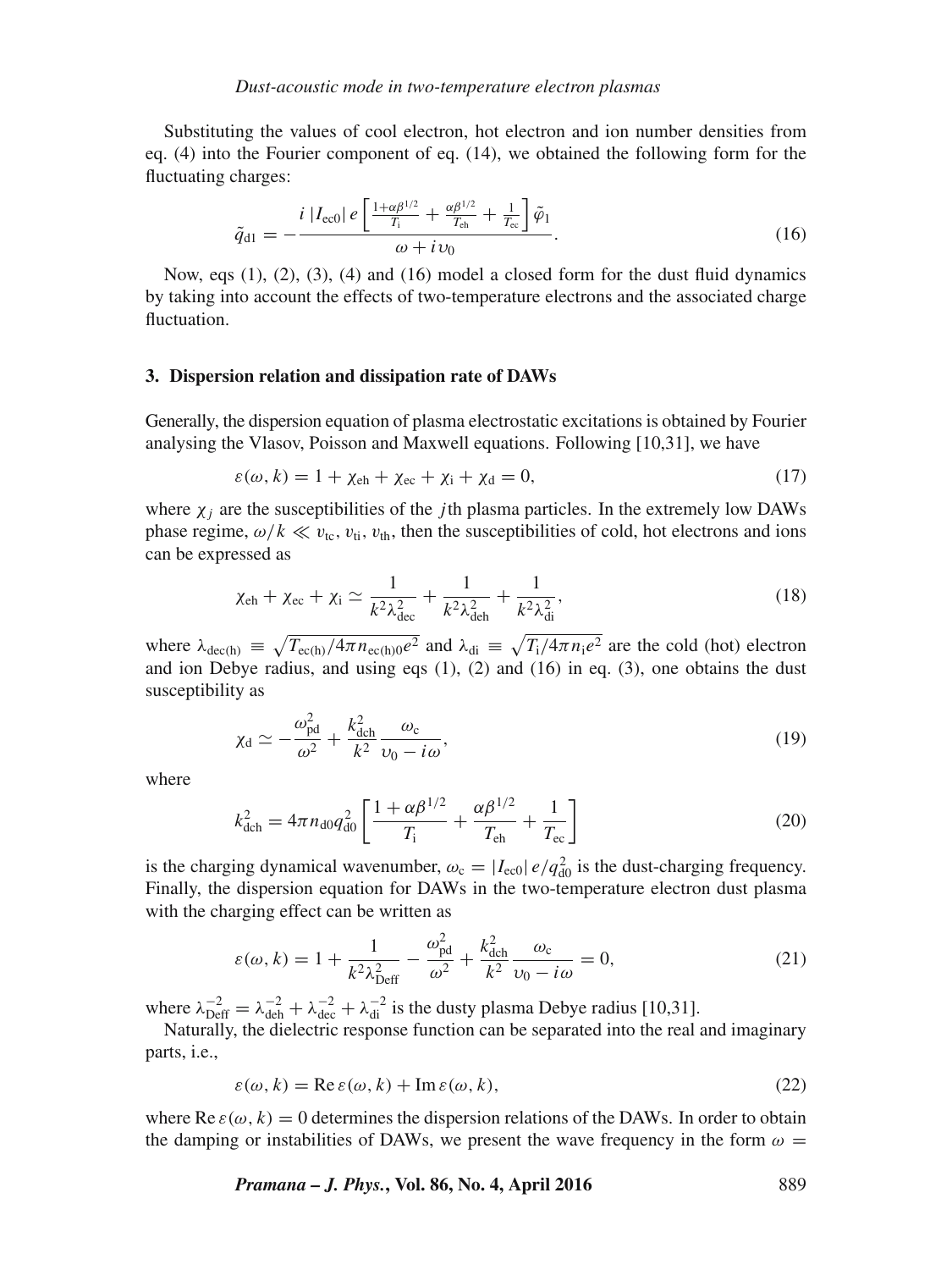Substituting the values of cool electron, hot electron and ion number densities from eq. (4) into the Fourier component of eq. (14), we obtained the following form for the fluctuating charges:

$$\tilde{q}_{\text{d1}} = -\frac{i\,|I_{\text{ec0}}|\,e\left[\frac{1+\alpha\beta^{1/2}}{T_{\text{i}}} + \frac{\alpha\beta^{1/2}}{T_{\text{eh}}} + \frac{1}{T_{\text{ec}}}\right]\tilde{\varphi}_1}{\omega + i\upsilon_0}. \tag{16}$$

Now, eqs (1), (2), (3), (4) and (16) model a closed form for the dust fluid dynamics by taking into account the effects of two-temperature electrons and the associated charge fluctuation.

### 3. Dispersion relation and dissipation rate of DAWs

Generally, the dispersion equation of plasma electrostatic excitations is obtained by Fourier analysing the Vlasov, Poisson and Maxwell equations. Following [10,31], we have

$$\varepsilon(\omega, k) = 1 + \chi_{\text{eh}} + \chi_{\text{ec}} + \chi_{\text{i}} + \chi_{\text{d}} = 0, \tag{17}$$

where $\chi_j$ are the susceptibilities of the $j$th plasma particles. In the extremely low DAWs phase regime, $\omega/k \ll \upsilon_{\text{tc}}, \upsilon_{\text{ti}}, \upsilon_{\text{th}}$, then the susceptibilities of cold, hot electrons and ions can be expressed as

$$\chi_{\text{eh}} + \chi_{\text{ec}} + \chi_{\text{i}} \simeq \frac{1}{k^2\lambda_{\text{dec}}^2} + \frac{1}{k^2\lambda_{\text{deh}}^2} + \frac{1}{k^2\lambda_{\text{di}}^2}, \tag{18}$$

where $\lambda_{\text{dec(h)}} \equiv \sqrt{T_{\text{ec(h)}}/4\pi n_{\text{ec(h)0}}e^2}$ and $\lambda_{\text{di}} \equiv \sqrt{T_{\text{i}}/4\pi n_{\text{i}}e^2}$ are the cold (hot) electron and ion Debye radius, and using eqs (1), (2) and (16) in eq. (3), one obtains the dust susceptibility as

$$\chi_{\text{d}} \simeq -\frac{\omega_{\text{pd}}^2}{\omega^2} + \frac{k_{\text{dch}}^2}{k^2}\frac{\omega_{\text{c}}}{\upsilon_0 - i\omega}, \tag{19}$$

where

$$k_{\text{dch}}^2 = 4\pi n_{\text{d0}} q_{\text{d0}}^2 \left[\frac{1+\alpha\beta^{1/2}}{T_{\text{i}}} + \frac{\alpha\beta^{1/2}}{T_{\text{eh}}} + \frac{1}{T_{\text{ec}}}\right] \tag{20}$$

is the charging dynamical wavenumber, $\omega_{\text{c}} = |I_{\text{ec0}}|\,e/q_{\text{d0}}^2$ is the dust-charging frequency. Finally, the dispersion equation for DAWs in the two-temperature electron dust plasma with the charging effect can be written as

$$\varepsilon(\omega, k) = 1 + \frac{1}{k^2\lambda_{\text{Deff}}^2} - \frac{\omega_{\text{pd}}^2}{\omega^2} + \frac{k_{\text{dch}}^2}{k^2}\frac{\omega_{\text{c}}}{\upsilon_0 - i\omega} = 0, \tag{21}$$

where $\lambda_{\text{Deff}}^{-2} = \lambda_{\text{deh}}^{-2} + \lambda_{\text{dec}}^{-2} + \lambda_{\text{di}}^{-2}$ is the dusty plasma Debye radius [10,31].

Naturally, the dielectric response function can be separated into the real and imaginary parts, i.e.,

$$\varepsilon(\omega, k) = \text{Re}\,\varepsilon(\omega, k) + \text{Im}\,\varepsilon(\omega, k), \tag{22}$$

where $\text{Re}\,\varepsilon(\omega, k) = 0$ determines the dispersion relations of the DAWs. In order to obtain the damping or instabilities of DAWs, we present the wave frequency in the form $\omega =$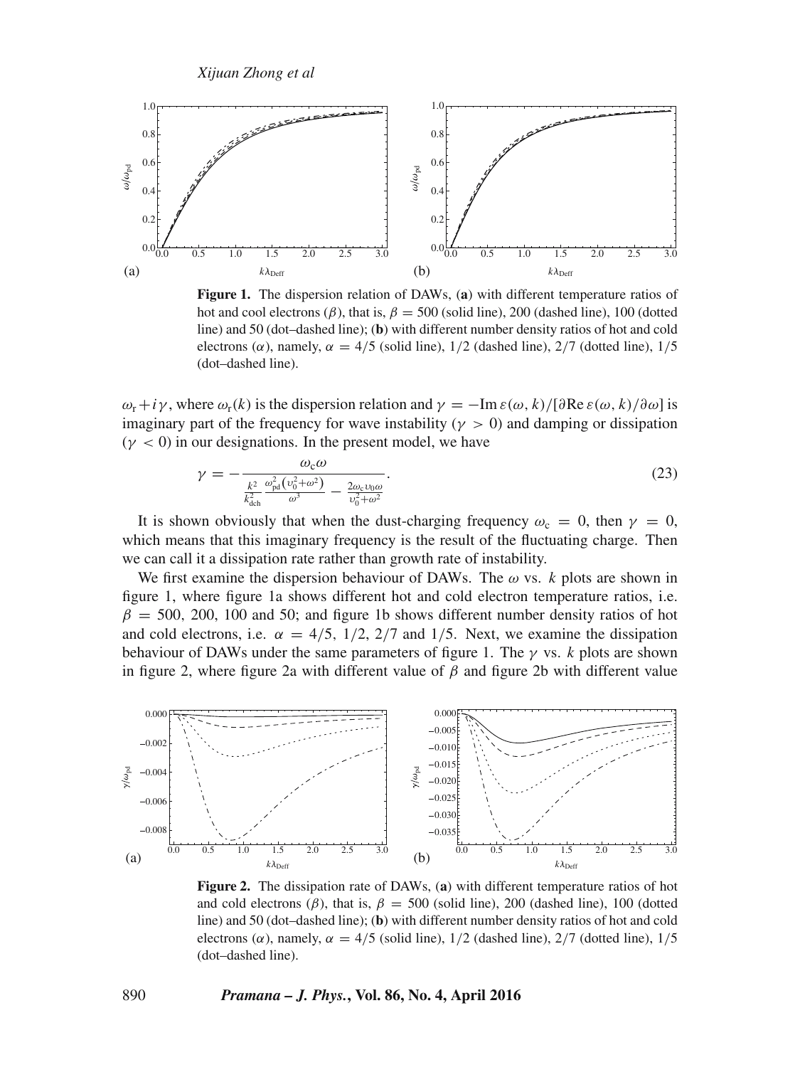**Figure 1.** The dispersion relation of DAWs, (**a**) with different temperature ratios of hot and cool electrons ($\beta$), that is, $\beta = 500$ (solid line), 200 (dashed line), 100 (dotted line) and 50 (dot–dashed line); (**b**) with different number density ratios of hot and cold electrons ($\alpha$), namely, $\alpha = 4/5$ (solid line), 1/2 (dashed line), 2/7 (dotted line), 1/5 (dot–dashed line).

$\omega_{\mathrm{r}} + i\gamma$, where $\omega_{\mathrm{r}}(k)$ is the dispersion relation and $\gamma = -\mathrm{Im}\, \varepsilon(\omega, k)/[\partial \mathrm{Re}\, \varepsilon(\omega, k)/\partial \omega]$ is imaginary part of the frequency for wave instability ($\gamma > 0$) and damping or dissipation ($\gamma < 0$) in our designations. In the present model, we have

$$\gamma = -\frac{\omega_{\mathrm{c}}\omega}{\frac{k^2}{k_{\mathrm{dch}}^2}\frac{\omega_{\mathrm{pd}}^2\left(\upsilon_0^2+\omega^2\right)}{\omega^3} - \frac{2\omega_{\mathrm{c}}\upsilon_0\omega}{\upsilon_0^2+\omega^2}}. \tag{23}$$

It is shown obviously that when the dust-charging frequency $\omega_{\mathrm{c}} = 0$, then $\gamma = 0$, which means that this imaginary frequency is the result of the fluctuating charge. Then we can call it a dissipation rate rather than growth rate of instability.

We first examine the dispersion behaviour of DAWs. The $\omega$ vs. $k$ plots are shown in figure 1, where figure 1a shows different hot and cold electron temperature ratios, i.e. $\beta = 500$, 200, 100 and 50; and figure 1b shows different number density ratios of hot and cold electrons, i.e. $\alpha = 4/5$, 1/2, 2/7 and 1/5. Next, we examine the dissipation behaviour of DAWs under the same parameters of figure 1. The $\gamma$ vs. $k$ plots are shown in figure 2, where figure 2a with different value of $\beta$ and figure 2b with different value

**Figure 2.** The dissipation rate of DAWs, (**a**) with different temperature ratios of hot and cold electrons ($\beta$), that is, $\beta = 500$ (solid line), 200 (dashed line), 100 (dotted line) and 50 (dot–dashed line); (**b**) with different number density ratios of hot and cold electrons ($\alpha$), namely, $\alpha = 4/5$ (solid line), 1/2 (dashed line), 2/7 (dotted line), 1/5 (dot–dashed line).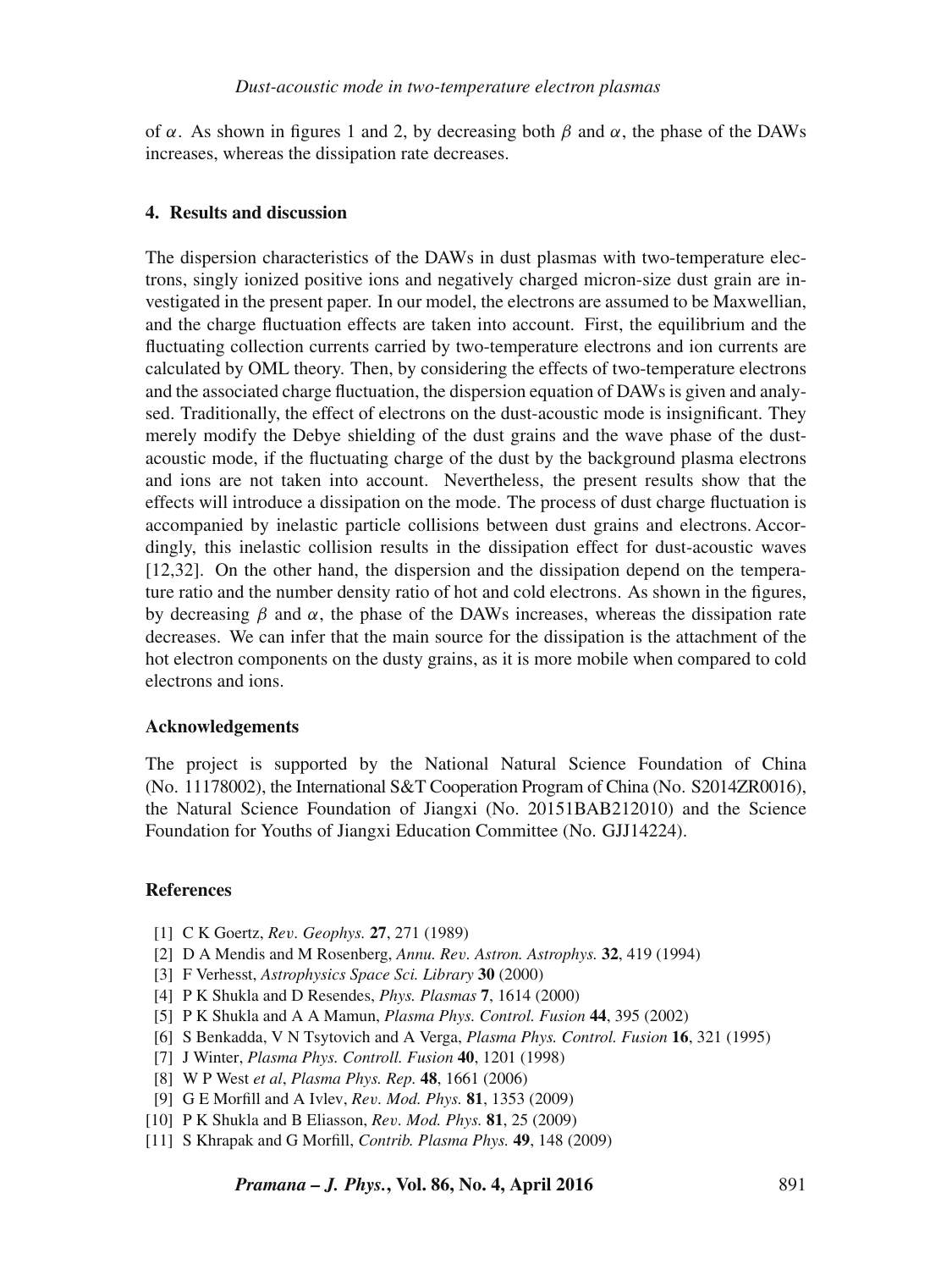of $\alpha$. As shown in figures 1 and 2, by decreasing both $\beta$ and $\alpha$, the phase of the DAWs increases, whereas the dissipation rate decreases.

## 4. Results and discussion

The dispersion characteristics of the DAWs in dust plasmas with two-temperature electrons, singly ionized positive ions and negatively charged micron-size dust grain are investigated in the present paper. In our model, the electrons are assumed to be Maxwellian, and the charge fluctuation effects are taken into account. First, the equilibrium and the fluctuating collection currents carried by two-temperature electrons and ion currents are calculated by OML theory. Then, by considering the effects of two-temperature electrons and the associated charge fluctuation, the dispersion equation of DAWs is given and analysed. Traditionally, the effect of electrons on the dust-acoustic mode is insignificant. They merely modify the Debye shielding of the dust grains and the wave phase of the dust-acoustic mode, if the fluctuating charge of the dust by the background plasma electrons and ions are not taken into account. Nevertheless, the present results show that the effects will introduce a dissipation on the mode. The process of dust charge fluctuation is accompanied by inelastic particle collisions between dust grains and electrons. Accordingly, this inelastic collision results in the dissipation effect for dust-acoustic waves [12,32]. On the other hand, the dispersion and the dissipation depend on the temperature ratio and the number density ratio of hot and cold electrons. As shown in the figures, by decreasing $\beta$ and $\alpha$, the phase of the DAWs increases, whereas the dissipation rate decreases. We can infer that the main source for the dissipation is the attachment of the hot electron components on the dusty grains, as it is more mobile when compared to cold electrons and ions.

### Acknowledgements

The project is supported by the National Natural Science Foundation of China (No. 11178002), the International S&T Cooperation Program of China (No. S2014ZR0016), the Natural Science Foundation of Jiangxi (No. 20151BAB212010) and the Science Foundation for Youths of Jiangxi Education Committee (No. GJJ14224).

### References

[1] C K Goertz, *Rev. Geophys.* **27**, 271 (1989)
[2] D A Mendis and M Rosenberg, *Annu. Rev. Astron. Astrophys.* **32**, 419 (1994)
[3] F Verhesst, *Astrophysics Space Sci. Library* **30** (2000)
[4] P K Shukla and D Resendes, *Phys. Plasmas* **7**, 1614 (2000)
[5] P K Shukla and A A Mamun, *Plasma Phys. Control. Fusion* **44**, 395 (2002)
[6] S Benkadda, V N Tsytovich and A Verga, *Plasma Phys. Control. Fusion* **16**, 321 (1995)
[7] J Winter, *Plasma Phys. Controll. Fusion* **40**, 1201 (1998)
[8] W P West *et al*, *Plasma Phys. Rep.* **48**, 1661 (2006)
[9] G E Morfill and A Ivlev, *Rev. Mod. Phys.* **81**, 1353 (2009)
[10] P K Shukla and B Eliasson, *Rev. Mod. Phys.* **81**, 25 (2009)
[11] S Khrapak and G Morfill, *Contrib. Plasma Phys.* **49**, 148 (2009)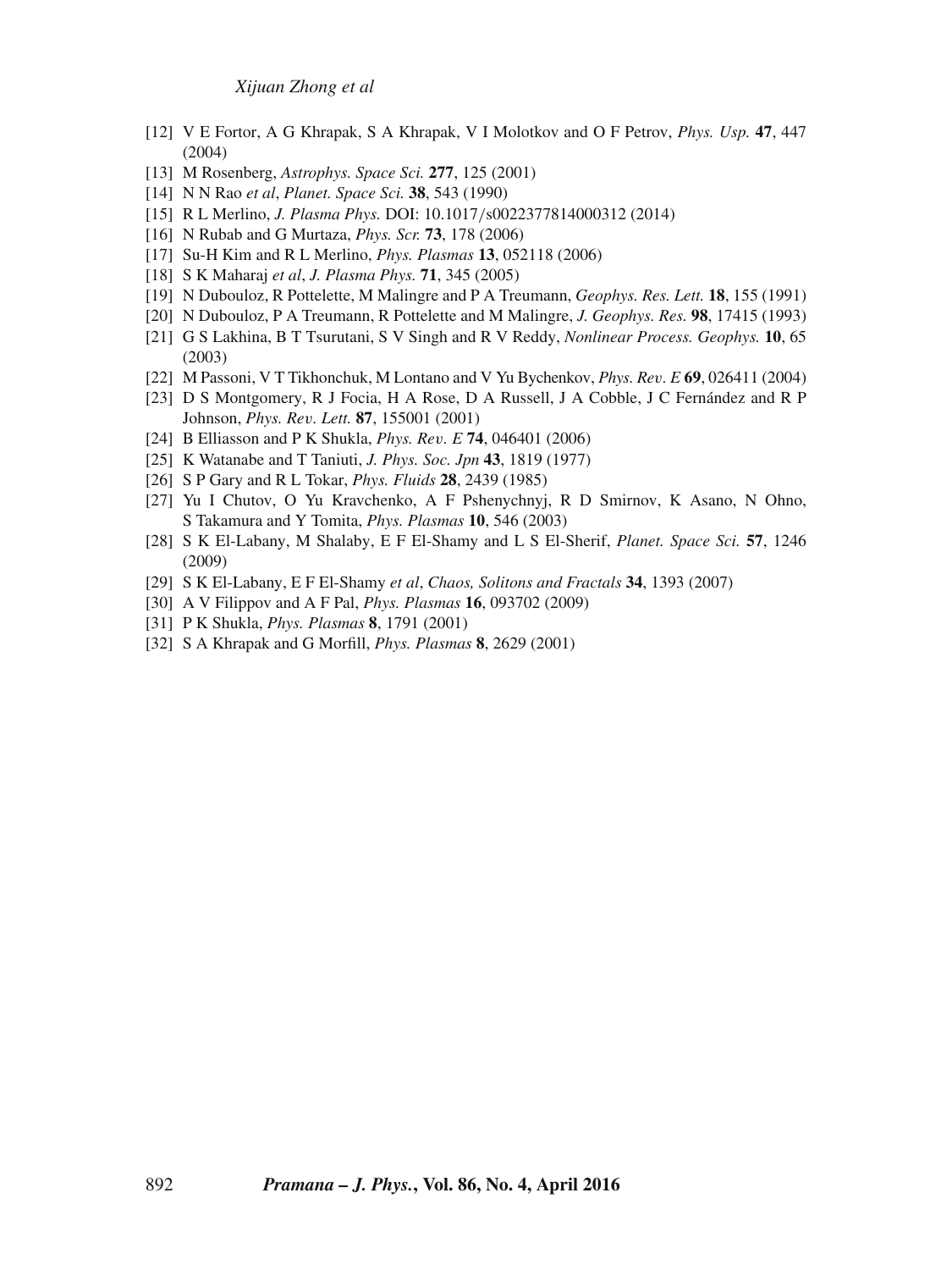[12] V E Fortor, A G Khrapak, S A Khrapak, V I Molotkov and O F Petrov, *Phys. Usp.* **47**, 447 (2004)

[13] M Rosenberg, *Astrophys. Space Sci.* **277**, 125 (2001)

[14] N N Rao *et al*, *Planet. Space Sci.* **38**, 543 (1990)

[15] R L Merlino, *J. Plasma Phys.* DOI: 10.1017/s0022377814000312 (2014)

[16] N Rubab and G Murtaza, *Phys. Scr.* **73**, 178 (2006)

[17] Su-H Kim and R L Merlino, *Phys. Plasmas* **13**, 052118 (2006)

[18] S K Maharaj *et al*, *J. Plasma Phys.* **71**, 345 (2005)

[19] N Dubouloz, R Pottelette, M Malingre and P A Treumann, *Geophys. Res. Lett.* **18**, 155 (1991)

[20] N Dubouloz, P A Treumann, R Pottelette and M Malingre, *J. Geophys. Res.* **98**, 17415 (1993)

[21] G S Lakhina, B T Tsurutani, S V Singh and R V Reddy, *Nonlinear Process. Geophys.* **10**, 65 (2003)

[22] M Passoni, V T Tikhonchuk, M Lontano and V Yu Bychenkov, *Phys. Rev. E* **69**, 026411 (2004)

[23] D S Montgomery, R J Focia, H A Rose, D A Russell, J A Cobble, J C Fernández and R P Johnson, *Phys. Rev. Lett.* **87**, 155001 (2001)

[24] B Elliasson and P K Shukla, *Phys. Rev. E* **74**, 046401 (2006)

[25] K Watanabe and T Taniuti, *J. Phys. Soc. Jpn* **43**, 1819 (1977)

[26] S P Gary and R L Tokar, *Phys. Fluids* **28**, 2439 (1985)

[27] Yu I Chutov, O Yu Kravchenko, A F Pshenychnyj, R D Smirnov, K Asano, N Ohno, S Takamura and Y Tomita, *Phys. Plasmas* **10**, 546 (2003)

[28] S K El-Labany, M Shalaby, E F El-Shamy and L S El-Sherif, *Planet. Space Sci.* **57**, 1246 (2009)

[29] S K El-Labany, E F El-Shamy *et al*, *Chaos, Solitons and Fractals* **34**, 1393 (2007)

[30] A V Filippov and A F Pal, *Phys. Plasmas* **16**, 093702 (2009)

[31] P K Shukla, *Phys. Plasmas* **8**, 1791 (2001)

[32] S A Khrapak and G Morfill, *Phys. Plasmas* **8**, 2629 (2001)